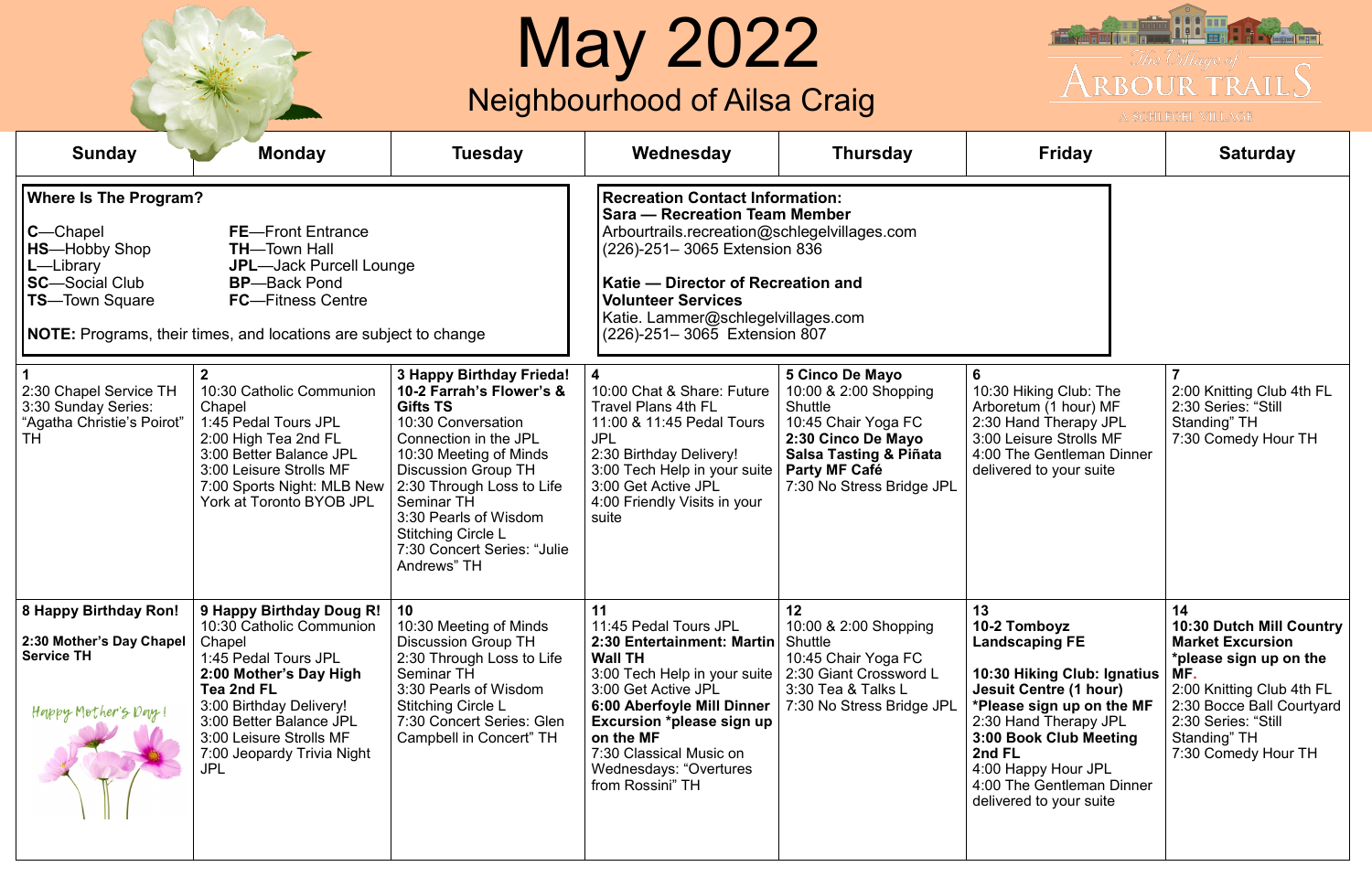# May 2022

## Neighbourhood of Ailsa Craig

The Village of Arbour Trails — A Schlegel Village

| Sunday | Monday | Tuesday | Wednesday | Thursday | Friday | Saturday |
|---|---|---|---|---|---|---|
| **1**<br>2:30 Chapel Service TH<br>3:30 Sunday Series: "Agatha Christie's Poirot" TH | **2**<br>10:30 Catholic Communion Chapel<br>1:45 Pedal Tours JPL<br>2:00 High Tea 2nd FL<br>3:00 Better Balance JPL<br>3:00 Leisure Strolls MF<br>7:00 Sports Night: MLB New York at Toronto BYOB JPL | **3 Happy Birthday Frieda!**<br>**10-2 Farrah's Flower's & Gifts TS**<br>10:30 Conversation Connection in the JPL<br>10:30 Meeting of Minds Discussion Group TH<br>2:30 Through Loss to Life Seminar TH<br>3:30 Pearls of Wisdom Stitching Circle L<br>7:30 Concert Series: "Julie Andrews" TH | **4**<br>10:00 Chat & Share: Future Travel Plans 4th FL<br>11:00 & 11:45 Pedal Tours JPL<br>2:30 Birthday Delivery!<br>3:00 Tech Help in your suite<br>3:00 Get Active JPL<br>4:00 Friendly Visits in your suite | **5 Cinco De Mayo**<br>10:00 & 2:00 Shopping Shuttle<br>10:45 Chair Yoga FC<br>**2:30 Cinco De Mayo Salsa Tasting & Piñata Party MF Café**<br>7:30 No Stress Bridge JPL | **6**<br>10:30 Hiking Club: The Arboretum (1 hour) MF<br>2:30 Hand Therapy JPL<br>3:00 Leisure Strolls MF<br>4:00 The Gentleman Dinner delivered to your suite | **7**<br>2:00 Knitting Club 4th FL<br>2:30 Series: "Still Standing" TH<br>7:30 Comedy Hour TH |
| **8 Happy Birthday Ron!**<br>**2:30 Mother's Day Chapel Service TH**<br>Happy Mother's Day! | **9 Happy Birthday Doug R!**<br>10:30 Catholic Communion Chapel<br>1:45 Pedal Tours JPL<br>**2:00 Mother's Day High Tea 2nd FL**<br>3:00 Birthday Delivery!<br>3:00 Better Balance JPL<br>3:00 Leisure Strolls MF<br>7:00 Jeopardy Trivia Night JPL | **10**<br>10:30 Meeting of Minds Discussion Group TH<br>2:30 Through Loss to Life Seminar TH<br>3:30 Pearls of Wisdom Stitching Circle L<br>7:30 Concert Series: Glen Campbell in Concert" TH | **11**<br>11:45 Pedal Tours JPL<br>**2:30 Entertainment: Martin Wall TH**<br>3:00 Tech Help in your suite<br>3:00 Get Active JPL<br>**6:00 Aberfoyle Mill Dinner Excursion *please sign up on the MF**<br>7:30 Classical Music on Wednesdays: "Overtures from Rossini" TH | **12**<br>10:00 & 2:00 Shopping Shuttle<br>10:45 Chair Yoga FC<br>2:30 Giant Crossword L<br>3:30 Tea & Talks L<br>7:30 No Stress Bridge JPL | **13**<br>**10-2 Tomboyz Landscaping FE**<br>**10:30 Hiking Club: Ignatius Jesuit Centre (1 hour) *Please sign up on the MF**<br>2:30 Hand Therapy JPL<br>**3:00 Book Club Meeting 2nd FL**<br>4:00 Happy Hour JPL<br>4:00 The Gentleman Dinner delivered to your suite | **14**<br>**10:30 Dutch Mill Country Market Excursion *please sign up on the MF.**<br>2:00 Knitting Club 4th FL<br>2:30 Bocce Ball Courtyard<br>2:30 Series: "Still Standing" TH<br>7:30 Comedy Hour TH |

**Where Is The Program?**

- **C**—Chapel
- **HS**—Hobby Shop
- **L**—Library
- **SC**—Social Club
- **TS**—Town Square
- **FE**—Front Entrance
- **TH**—Town Hall
- **JPL**—Jack Purcell Lounge
- **BP**—Back Pond
- **FC**—Fitness Centre

**NOTE:** Programs, their times, and locations are subject to change

**Recreation Contact Information:**

**Sara — Recreation Team Member**
Arbourtrails.recreation@schlegelvillages.com
(226)-251– 3065 Extension 836

**Katie — Director of Recreation and Volunteer Services**
Katie. Lammer@schlegelvillages.com
(226)-251– 3065 Extension 807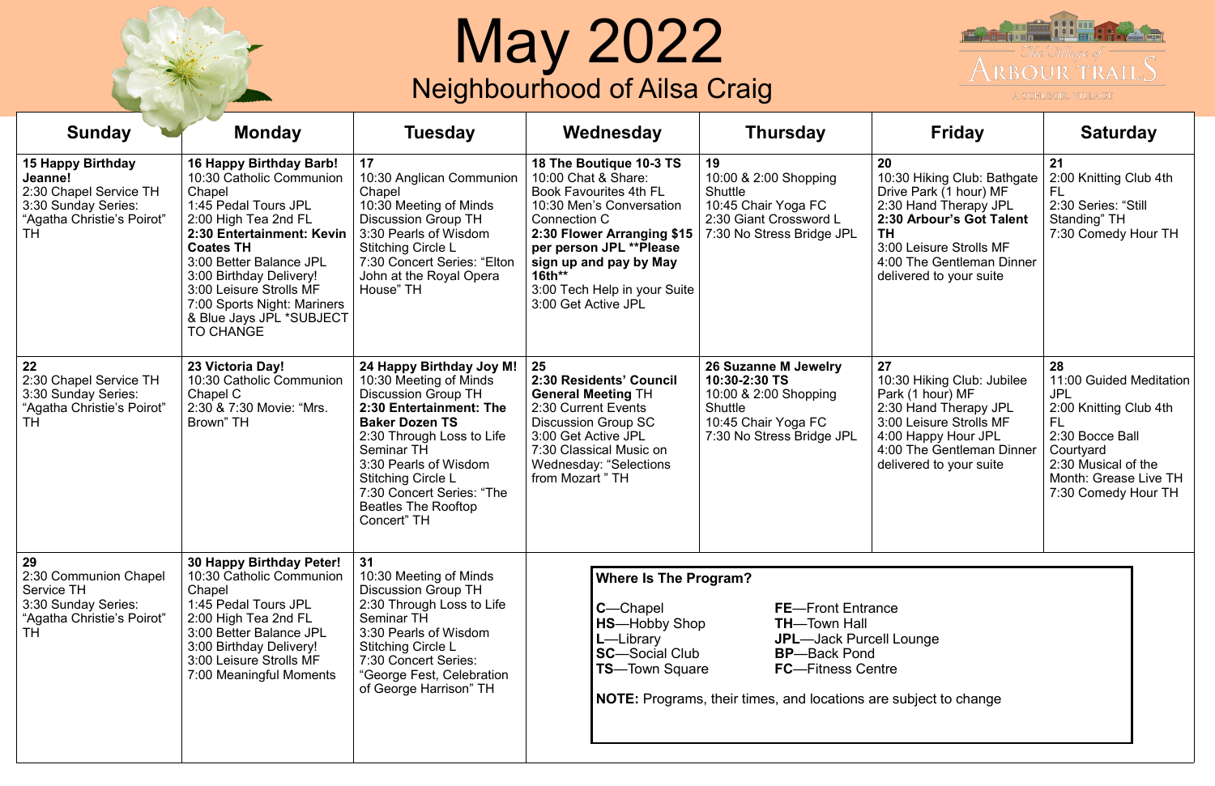# May 2022

## Neighbourhood of Ailsa Craig

The Village of Arbour Trails
A Schlegel Village

| Sunday | Monday | Tuesday | Wednesday | Thursday | Friday | Saturday |
|---|---|---|---|---|---|---|
| **15 Happy Birthday Jeanne!**<br>2:30 Chapel Service TH<br>3:30 Sunday Series: "Agatha Christie's Poirot" TH | **16 Happy Birthday Barb!**<br>10:30 Catholic Communion Chapel<br>1:45 Pedal Tours JPL<br>2:00 High Tea 2nd FL<br>**2:30 Entertainment: Kevin Coates TH**<br>3:00 Better Balance JPL<br>3:00 Birthday Delivery!<br>3:00 Leisure Strolls MF<br>7:00 Sports Night: Mariners & Blue Jays JPL *SUBJECT TO CHANGE | **17**<br>10:30 Anglican Communion Chapel<br>10:30 Meeting of Minds Discussion Group TH<br>3:30 Pearls of Wisdom Stitching Circle L<br>7:30 Concert Series: "Elton John at the Royal Opera House" TH | **18 The Boutique 10-3 TS**<br>10:00 Chat & Share: Book Favourites 4th FL<br>10:30 Men's Conversation Connection C<br>**2:30 Flower Arranging $15 per person JPL **Please sign up and pay by May 16th****<br>3:00 Tech Help in your Suite<br>3:00 Get Active JPL | **19**<br>10:00 & 2:00 Shopping Shuttle<br>10:45 Chair Yoga FC<br>2:30 Giant Crossword L<br>7:30 No Stress Bridge JPL | **20**<br>10:30 Hiking Club: Bathgate Drive Park (1 hour) MF<br>2:30 Hand Therapy JPL<br>**2:30 Arbour's Got Talent TH**<br>3:00 Leisure Strolls MF<br>4:00 The Gentleman Dinner delivered to your suite | **21**<br>2:00 Knitting Club 4th FL<br>2:30 Series: "Still Standing" TH<br>7:30 Comedy Hour TH |
| **22**<br>2:30 Chapel Service TH<br>3:30 Sunday Series: "Agatha Christie's Poirot" TH | **23 Victoria Day!**<br>10:30 Catholic Communion Chapel C<br>2:30 & 7:30 Movie: "Mrs. Brown" TH | **24 Happy Birthday Joy M!**<br>10:30 Meeting of Minds Discussion Group TH<br>**2:30 Entertainment: The Baker Dozen TS**<br>2:30 Through Loss to Life Seminar TH<br>3:30 Pearls of Wisdom Stitching Circle L<br>7:30 Concert Series: "The Beatles The Rooftop Concert" TH | **25**<br>**2:30 Residents' Council General Meeting** TH<br>2:30 Current Events Discussion Group SC<br>3:00 Get Active JPL<br>7:30 Classical Music on Wednesday: "Selections from Mozart " TH | **26 Suzanne M Jewelry 10:30-2:30 TS**<br>10:00 & 2:00 Shopping Shuttle<br>10:45 Chair Yoga FC<br>7:30 No Stress Bridge JPL | **27**<br>10:30 Hiking Club: Jubilee Park (1 hour) MF<br>2:30 Hand Therapy JPL<br>3:00 Leisure Strolls MF<br>4:00 Happy Hour JPL<br>4:00 The Gentleman Dinner delivered to your suite | **28**<br>11:00 Guided Meditation JPL<br>2:00 Knitting Club 4th FL<br>2:30 Bocce Ball Courtyard<br>2:30 Musical of the Month: Grease Live TH<br>7:30 Comedy Hour TH |
| **29**<br>2:30 Communion Chapel Service TH<br>3:30 Sunday Series: "Agatha Christie's Poirot" TH | **30 Happy Birthday Peter!**<br>10:30 Catholic Communion Chapel<br>1:45 Pedal Tours JPL<br>2:00 High Tea 2nd FL<br>3:00 Better Balance JPL<br>3:00 Birthday Delivery!<br>3:00 Leisure Strolls MF<br>7:00 Meaningful Moments | **31**<br>10:30 Meeting of Minds Discussion Group TH<br>2:30 Through Loss to Life Seminar TH<br>3:30 Pearls of Wisdom Stitching Circle L<br>7:30 Concert Series: "George Fest, Celebration of George Harrison" TH | | | | |

**Where Is The Program?**

**C**—Chapel
**HS**—Hobby Shop
**L**—Library
**SC**—Social Club
**TS**—Town Square
**FE**—Front Entrance
**TH**—Town Hall
**JPL**—Jack Purcell Lounge
**BP**—Back Pond
**FC**—Fitness Centre

**NOTE:** Programs, their times, and locations are subject to change